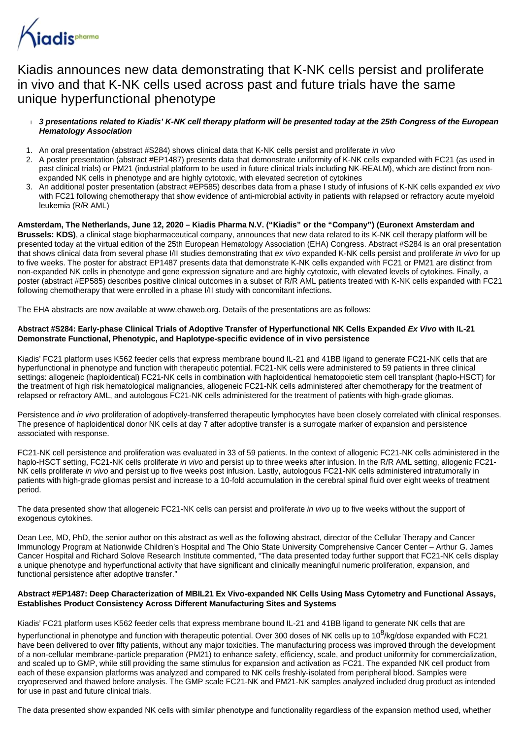Kiadis pharma

# Kiadis announces new data demonstrating that K-NK cells persist and proliferate in vivo and that K-NK cells used across past and future trials have the same unique hyperfunctional phenotype

- ***3 presentations related to Kiadis' K-NK cell therapy platform will be presented today at the 25th Congress of the European Hematology Association***

1. An oral presentation (abstract #S284) shows clinical data that K-NK cells persist and proliferate *in vivo*
2. A poster presentation (abstract #EP1487) presents data that demonstrate uniformity of K-NK cells expanded with FC21 (as used in past clinical trials) or PM21 (industrial platform to be used in future clinical trials including NK-REALM), which are distinct from non-expanded NK cells in phenotype and are highly cytotoxic, with elevated secretion of cytokines
3. An additional poster presentation (abstract #EP585) describes data from a phase I study of infusions of K-NK cells expanded *ex vivo* with FC21 following chemotherapy that show evidence of anti-microbial activity in patients with relapsed or refractory acute myeloid leukemia (R/R AML)

**Amsterdam, The Netherlands, June 12, 2020 – Kiadis Pharma N.V. ("Kiadis" or the "Company") (Euronext Amsterdam and Brussels: KDS)**, a clinical stage biopharmaceutical company, announces that new data related to its K-NK cell therapy platform will be presented today at the virtual edition of the 25th European Hematology Association (EHA) Congress. Abstract #S284 is an oral presentation that shows clinical data from several phase I/II studies demonstrating that *ex vivo* expanded K-NK cells persist and proliferate *in vivo* for up to five weeks. The poster for abstract EP1487 presents data that demonstrate K-NK cells expanded with FC21 or PM21 are distinct from non-expanded NK cells in phenotype and gene expression signature and are highly cytotoxic, with elevated levels of cytokines. Finally, a poster (abstract #EP585) describes positive clinical outcomes in a subset of R/R AML patients treated with K-NK cells expanded with FC21 following chemotherapy that were enrolled in a phase I/II study with concomitant infections.

The EHA abstracts are now available at www.ehaweb.org. Details of the presentations are as follows:

**Abstract #S284: Early-phase Clinical Trials of Adoptive Transfer of Hyperfunctional NK Cells Expanded *Ex Vivo* with IL-21 Demonstrate Functional, Phenotypic, and Haplotype-specific evidence of in vivo persistence**

Kiadis' FC21 platform uses K562 feeder cells that express membrane bound IL-21 and 41BB ligand to generate FC21-NK cells that are hyperfunctional in phenotype and function with therapeutic potential. FC21-NK cells were administered to 59 patients in three clinical settings: allogeneic (haploidentical) FC21-NK cells in combination with haploidentical hematopoietic stem cell transplant (haplo-HSCT) for the treatment of high risk hematological malignancies, allogeneic FC21-NK cells administered after chemotherapy for the treatment of relapsed or refractory AML, and autologous FC21-NK cells administered for the treatment of patients with high-grade gliomas.

Persistence and *in vivo* proliferation of adoptively-transferred therapeutic lymphocytes have been closely correlated with clinical responses. The presence of haploidentical donor NK cells at day 7 after adoptive transfer is a surrogate marker of expansion and persistence associated with response.

FC21-NK cell persistence and proliferation was evaluated in 33 of 59 patients. In the context of allogenic FC21-NK cells administered in the haplo-HSCT setting, FC21-NK cells proliferate *in vivo* and persist up to three weeks after infusion. In the R/R AML setting, allogenic FC21-NK cells proliferate *in vivo* and persist up to five weeks post infusion. Lastly, autologous FC21-NK cells administered intratumorally in patients with high-grade gliomas persist and increase to a 10-fold accumulation in the cerebral spinal fluid over eight weeks of treatment period.

The data presented show that allogeneic FC21-NK cells can persist and proliferate *in vivo* up to five weeks without the support of exogenous cytokines.

Dean Lee, MD, PhD, the senior author on this abstract as well as the following abstract, director of the Cellular Therapy and Cancer Immunology Program at Nationwide Children's Hospital and The Ohio State University Comprehensive Cancer Center – Arthur G. James Cancer Hospital and Richard Solove Research Institute commented, "The data presented today further support that FC21-NK cells display a unique phenotype and hyperfunctional activity that have significant and clinically meaningful numeric proliferation, expansion, and functional persistence after adoptive transfer."

**Abstract #EP1487: Deep Characterization of MBIL21 Ex Vivo-expanded NK Cells Using Mass Cytometry and Functional Assays, Establishes Product Consistency Across Different Manufacturing Sites and Systems**

Kiadis' FC21 platform uses K562 feeder cells that express membrane bound IL-21 and 41BB ligand to generate NK cells that are hyperfunctional in phenotype and function with therapeutic potential. Over 300 doses of NK cells up to $10^8$/kg/dose expanded with FC21 have been delivered to over fifty patients, without any major toxicities. The manufacturing process was improved through the development of a non-cellular membrane-particle preparation (PM21) to enhance safety, efficiency, scale, and product uniformity for commercialization, and scaled up to GMP, while still providing the same stimulus for expansion and activation as FC21. The expanded NK cell product from each of these expansion platforms was analyzed and compared to NK cells freshly-isolated from peripheral blood. Samples were cryopreserved and thawed before analysis. The GMP scale FC21-NK and PM21-NK samples analyzed included drug product as intended for use in past and future clinical trials.

The data presented show expanded NK cells with similar phenotype and functionality regardless of the expansion method used, whether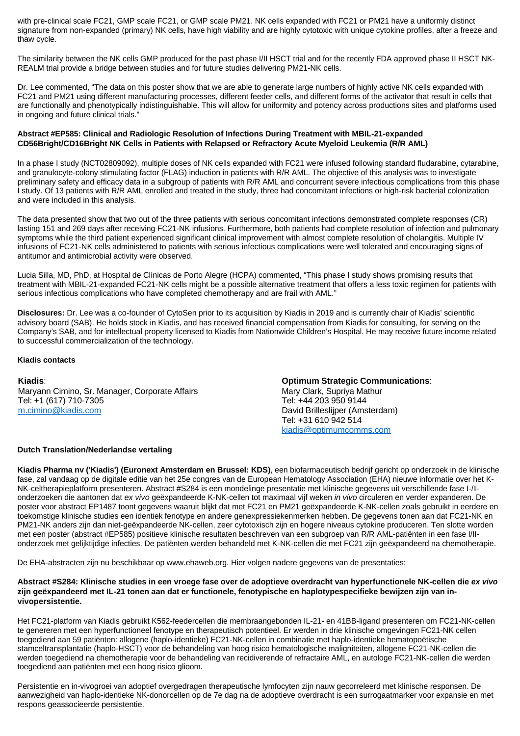with pre-clinical scale FC21, GMP scale FC21, or GMP scale PM21. NK cells expanded with FC21 or PM21 have a uniformly distinct signature from non-expanded (primary) NK cells, have high viability and are highly cytotoxic with unique cytokine profiles, after a freeze and thaw cycle.

The similarity between the NK cells GMP produced for the past phase I/II HSCT trial and for the recently FDA approved phase II HSCT NK-REALM trial provide a bridge between studies and for future studies delivering PM21-NK cells.

Dr. Lee commented, "The data on this poster show that we are able to generate large numbers of highly active NK cells expanded with FC21 and PM21 using different manufacturing processes, different feeder cells, and different forms of the activator that result in cells that are functionally and phenotypically indistinguishable. This will allow for uniformity and potency across productions sites and platforms used in ongoing and future clinical trials."

**Abstract #EP585: Clinical and Radiologic Resolution of Infections During Treatment with MBIL-21-expanded CD56Bright/CD16Bright NK Cells in Patients with Relapsed or Refractory Acute Myeloid Leukemia (R/R AML)**

In a phase I study (NCT02809092), multiple doses of NK cells expanded with FC21 were infused following standard fludarabine, cytarabine, and granulocyte-colony stimulating factor (FLAG) induction in patients with R/R AML. The objective of this analysis was to investigate preliminary safety and efficacy data in a subgroup of patients with R/R AML and concurrent severe infectious complications from this phase I study. Of 13 patients with R/R AML enrolled and treated in the study, three had concomitant infections or high-risk bacterial colonization and were included in this analysis.

The data presented show that two out of the three patients with serious concomitant infections demonstrated complete responses (CR) lasting 151 and 269 days after receiving FC21-NK infusions. Furthermore, both patients had complete resolution of infection and pulmonary symptoms while the third patient experienced significant clinical improvement with almost complete resolution of cholangitis. Multiple IV infusions of FC21-NK cells administered to patients with serious infectious complications were well tolerated and encouraging signs of antitumor and antimicrobial activity were observed.

Lucia Silla, MD, PhD, at Hospital de Clínicas de Porto Alegre (HCPA) commented, "This phase I study shows promising results that treatment with MBIL-21-expanded FC21-NK cells might be a possible alternative treatment that offers a less toxic regimen for patients with serious infectious complications who have completed chemotherapy and are frail with AML."

**Disclosures:** Dr. Lee was a co-founder of CytoSen prior to its acquisition by Kiadis in 2019 and is currently chair of Kiadis' scientific advisory board (SAB). He holds stock in Kiadis, and has received financial compensation from Kiadis for consulting, for serving on the Company's SAB, and for intellectual property licensed to Kiadis from Nationwide Children's Hospital. He may receive future income related to successful commercialization of the technology.

**Kiadis contacts**

**Kiadis**:
Maryann Cimino, Sr. Manager, Corporate Affairs
Tel: +1 (617) 710-7305
m.cimino@kiadis.com

**Optimum Strategic Communications**:
Mary Clark, Supriya Mathur
Tel: +44 203 950 9144
David Brilleslijper (Amsterdam)
Tel: +31 610 942 514
kiadis@optimumcomms.com

**Dutch Translation/Nederlandse vertaling**

**Kiadis Pharma nv ('Kiadis') (Euronext Amsterdam en Brussel: KDS)**, een biofarmaceutisch bedrijf gericht op onderzoek in de klinische fase, zal vandaag op de digitale editie van het 25e congres van de European Hematology Association (EHA) nieuwe informatie over het K-NK-celtherapieplatform presenteren. Abstract #S284 is een mondelinge presentatie met klinische gegevens uit verschillende fase I-/II-onderzoeken die aantonen dat *ex vivo* geëxpandeerde K-NK-cellen tot maximaal vijf weken *in vivo* circuleren en verder expanderen. De poster voor abstract EP1487 toont gegevens waaruit blijkt dat met FC21 en PM21 geëxpandeerde K-NK-cellen zoals gebruikt in eerdere en toekomstige klinische studies een identiek fenotype en andere genexpressiekenmerken hebben. De gegevens tonen aan dat FC21-NK en PM21-NK anders zijn dan niet-geëxpandeerde NK-cellen, zeer cytotoxisch zijn en hogere niveaus cytokine produceren. Ten slotte worden met een poster (abstract #EP585) positieve klinische resultaten beschreven van een subgroep van R/R AML-patiënten in een fase I/II-onderzoek met gelijktijdige infecties. De patiënten werden behandeld met K-NK-cellen die met FC21 zijn geëxpandeerd na chemotherapie.

De EHA-abstracten zijn nu beschikbaar op www.ehaweb.org. Hier volgen nadere gegevens van de presentaties:

**Abstract #S284: Klinische studies in een vroege fase over de adoptieve overdracht van hyperfunctionele NK-cellen die *ex vivo* zijn geëxpandeerd met IL-21 tonen aan dat er functionele, fenotypische en haplotypespecifieke bewijzen zijn van in-vivopersistentie.**

Het FC21-platform van Kiadis gebruikt K562-feedercellen die membraangebonden IL-21- en 41BB-ligand presenteren om FC21-NK-cellen te genereren met een hyperfunctioneel fenotype en therapeutisch potentieel. Er werden in drie klinische omgevingen FC21-NK cellen toegediend aan 59 patiënten: allogene (haplo-identieke) FC21-NK-cellen in combinatie met haplo-identieke hematopoëtische stamceltransplantatie (haplo-HSCT) voor de behandeling van hoog risico hematologische maligniteiten, allogene FC21-NK-cellen die werden toegediend na chemotherapie voor de behandeling van recidiverende of refractaire AML, en autologe FC21-NK-cellen die werden toegediend aan patiënten met een hoog risico glioom.

Persistentie en in-vivogroei van adoptief overgedragen therapeutische lymfocyten zijn nauw gecorreleerd met klinische responsen. De aanwezigheid van haplo-identieke NK-donorcellen op de 7e dag na de adoptieve overdracht is een surrogaatmarker voor expansie en met respons geassocieerde persistentie.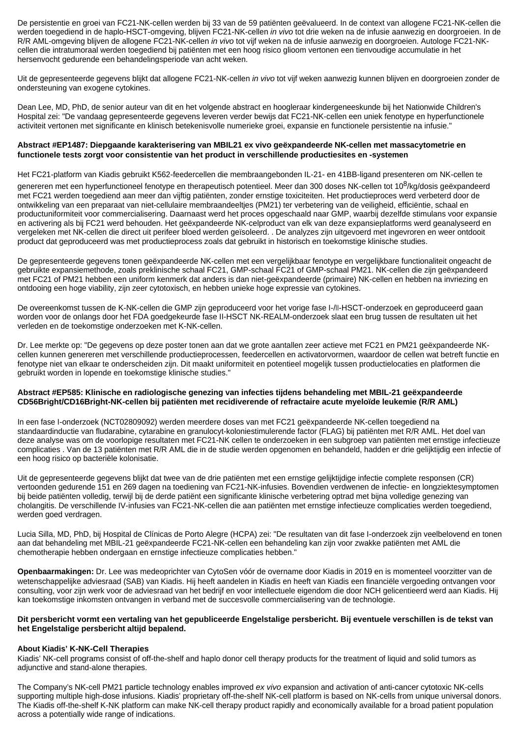De persistentie en groei van FC21-NK-cellen werden bij 33 van de 59 patiënten geëvalueerd. In de context van allogene FC21-NK-cellen die werden toegediend in de haplo-HSCT-omgeving, blijven FC21-NK-cellen *in vivo* tot drie weken na de infusie aanwezig en doorgroeien. In de R/R AML-omgeving blijven de allogene FC21-NK-cellen *in vivo* tot vijf weken na de infusie aanwezig en doorgroeien. Autologe FC21-NK-cellen die intratumoraal werden toegediend bij patiënten met een hoog risico glioom vertonen een tienvoudige accumulatie in het hersenvocht gedurende een behandelingsperiode van acht weken.

Uit de gepresenteerde gegevens blijkt dat allogene FC21-NK-cellen *in vivo* tot vijf weken aanwezig kunnen blijven en doorgroeien zonder de ondersteuning van exogene cytokines.

Dean Lee, MD, PhD, de senior auteur van dit en het volgende abstract en hoogleraar kindergeneeskunde bij het Nationwide Children's Hospital zei: "De vandaag gepresenteerde gegevens leveren verder bewijs dat FC21-NK-cellen een uniek fenotype en hyperfunctionele activiteit vertonen met significante en klinisch betekenisvolle numerieke groei, expansie en functionele persistentie na infusie."

**Abstract #EP1487: Diepgaande karakterisering van MBIL21 ex vivo geëxpandeerde NK-cellen met massacytometrie en functionele tests zorgt voor consistentie van het product in verschillende productiesites en -systemen**

Het FC21-platform van Kiadis gebruikt K562-feedercellen die membraangebonden IL-21- en 41BB-ligand presenteren om NK-cellen te genereren met een hyperfunctioneel fenotype en therapeutisch potentieel. Meer dan 300 doses NK-cellen tot $10^8$/kg/dosis geëxpandeerd met FC21 werden toegediend aan meer dan vijftig patiënten, zonder ernstige toxiciteiten. Het productieproces werd verbeterd door de ontwikkeling van een preparaat van niet-cellulaire membraandeeltjes (PM21) ter verbetering van de veiligheid, efficiëntie, schaal en productuniformiteit voor commercialisering. Daarnaast werd het proces opgeschaald naar GMP, waarbij dezelfde stimulans voor expansie en activering als bij FC21 werd behouden. Het geëxpandeerde NK-celproduct van elk van deze expansieplatforms werd geanalyseerd en vergeleken met NK-cellen die direct uit perifeer bloed werden geïsoleerd. . De analyzes zijn uitgevoerd met ingevroren en weer ontdooit product dat geproduceerd was met productieprocess zoals dat gebruikt in historisch en toekomstige klinische studies.

De gepresenteerde gegevens tonen geëxpandeerde NK-cellen met een vergelijkbaar fenotype en vergelijkbare functionaliteit ongeacht de gebruikte expansiemethode, zoals preklinische schaal FC21, GMP-schaal FC21 of GMP-schaal PM21. NK-cellen die zijn geëxpandeerd met FC21 of PM21 hebben een uniform kenmerk dat anders is dan niet-geëxpandeerde (primaire) NK-cellen en hebben na invriezing en ontdooing een hoge viability, zijn zeer cytotoxisch, en hebben unieke hoge expressie van cytokines.

De overeenkomst tussen de K-NK-cellen die GMP zijn geproduceerd voor het vorige fase I-/II-HSCT-onderzoek en geproduceerd gaan worden voor de onlangs door het FDA goedgekeurde fase II-HSCT NK-REALM-onderzoek slaat een brug tussen de resultaten uit het verleden en de toekomstige onderzoeken met K-NK-cellen.

Dr. Lee merkte op: "De gegevens op deze poster tonen aan dat we grote aantallen zeer actieve met FC21 en PM21 geëxpandeerde NK-cellen kunnen genereren met verschillende productieprocessen, feedercellen en activatorvormen, waardoor de cellen wat betreft functie en fenotype niet van elkaar te onderscheiden zijn. Dit maakt uniformiteit en potentieel mogelijk tussen productielocaties en platformen die gebruikt worden in lopende en toekomstige klinische studies."

**Abstract #EP585: Klinische en radiologische genezing van infecties tijdens behandeling met MBIL-21 geëxpandeerde CD56Bright/CD16Bright-NK-cellen bij patiënten met recidiverende of refractaire acute myeloïde leukemie (R/R AML)**

In een fase I-onderzoek (NCT02809092) werden meerdere doses van met FC21 geëxpandeerde NK-cellen toegediend na standaardinductie van fludarabine, cytarabine en granulocyt-koloniestimulerende factor (FLAG) bij patiënten met R/R AML. Het doel van deze analyse was om de voorlopige resultaten met FC21-NK cellen te onderzoeken in een subgroep van patiënten met ernstige infectieuze complicaties . Van de 13 patiënten met R/R AML die in de studie werden opgenomen en behandeld, hadden er drie gelijktijdig een infectie of een hoog risico op bacteriële kolonisatie.

Uit de gepresenteerde gegevens blijkt dat twee van de drie patiënten met een ernstige gelijktijdige infectie complete responsen (CR) vertoonden gedurende 151 en 269 dagen na toediening van FC21-NK-infusies. Bovendien verdwenen de infectie- en longziektesymptomen bij beide patiënten volledig, terwijl bij de derde patiënt een significante klinische verbetering optrad met bijna volledige genezing van cholangitis. De verschillende IV-infusies van FC21-NK-cellen die aan patiënten met ernstige infectieuze complicaties werden toegediend, werden goed verdragen.

Lucia Silla, MD, PhD, bij Hospital de Clínicas de Porto Alegre (HCPA) zei: "De resultaten van dit fase I-onderzoek zijn veelbelovend en tonen aan dat behandeling met MBIL-21 geëxpandeerde FC21-NK-cellen een behandeling kan zijn voor zwakke patiënten met AML die chemotherapie hebben ondergaan en ernstige infectieuze complicaties hebben."

**Openbaarmakingen:** Dr. Lee was medeoprichter van CytoSen vóór de overname door Kiadis in 2019 en is momenteel voorzitter van de wetenschappelijke adviesraad (SAB) van Kiadis. Hij heeft aandelen in Kiadis en heeft van Kiadis een financiële vergoeding ontvangen voor consulting, voor zijn werk voor de adviesraad van het bedrijf en voor intellectuele eigendom die door NCH gelicentieerd werd aan Kiadis. Hij kan toekomstige inkomsten ontvangen in verband met de succesvolle commercialisering van de technologie.

**Dit persbericht vormt een vertaling van het gepubliceerde Engelstalige persbericht. Bij eventuele verschillen is de tekst van het Engelstalige persbericht altijd bepalend.**

**About Kiadis' K-NK-Cell Therapies**
Kiadis' NK-cell programs consist of off-the-shelf and haplo donor cell therapy products for the treatment of liquid and solid tumors as adjunctive and stand-alone therapies.

The Company's NK-cell PM21 particle technology enables improved *ex vivo* expansion and activation of anti-cancer cytotoxic NK-cells supporting multiple high-dose infusions. Kiadis' proprietary off-the-shelf NK-cell platform is based on NK-cells from unique universal donors. The Kiadis off-the-shelf K-NK platform can make NK-cell therapy product rapidly and economically available for a broad patient population across a potentially wide range of indications.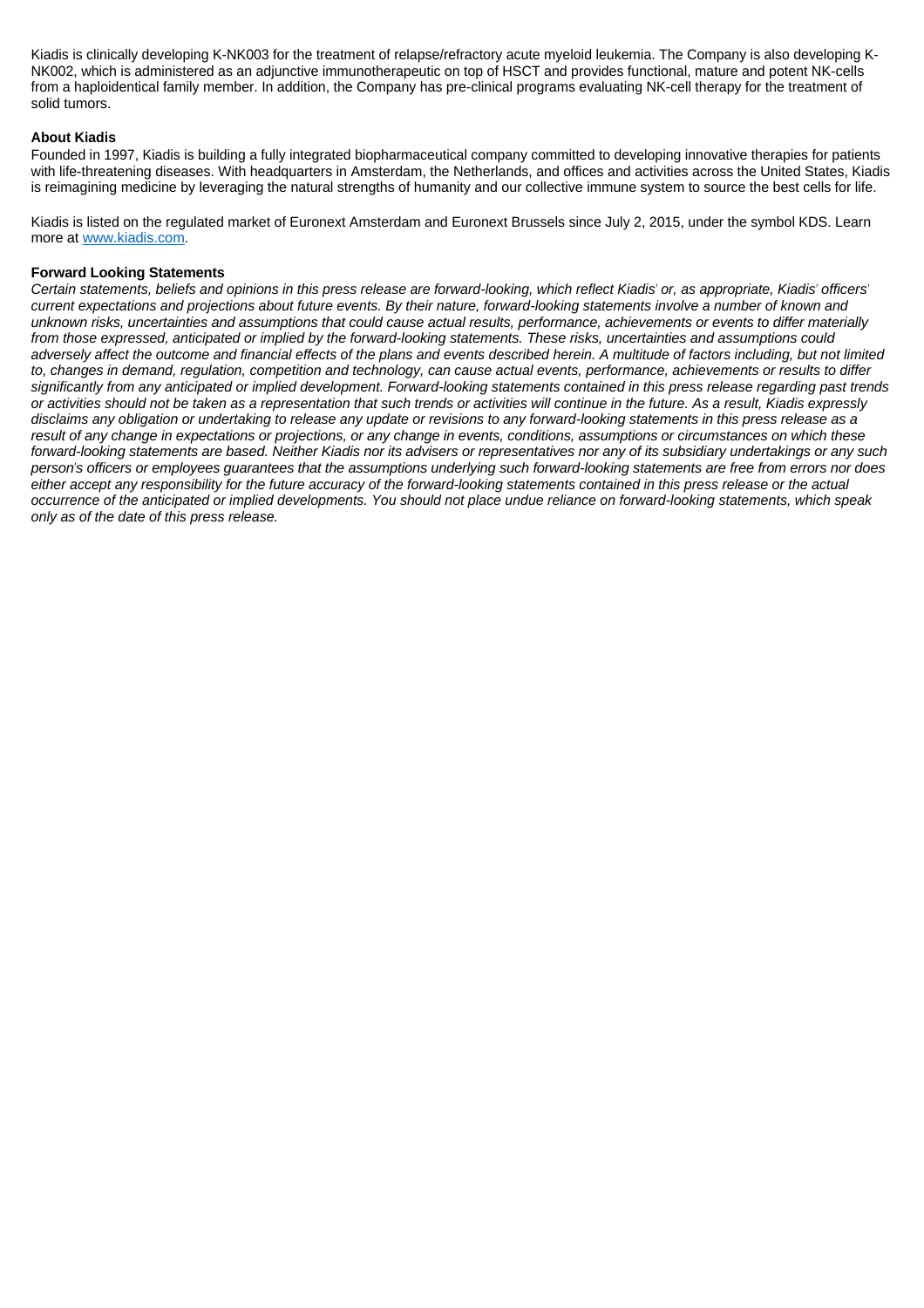Kiadis is clinically developing K-NK003 for the treatment of relapse/refractory acute myeloid leukemia. The Company is also developing K-NK002, which is administered as an adjunctive immunotherapeutic on top of HSCT and provides functional, mature and potent NK-cells from a haploidentical family member. In addition, the Company has pre-clinical programs evaluating NK-cell therapy for the treatment of solid tumors.

**About Kiadis**

Founded in 1997, Kiadis is building a fully integrated biopharmaceutical company committed to developing innovative therapies for patients with life-threatening diseases. With headquarters in Amsterdam, the Netherlands, and offices and activities across the United States, Kiadis is reimagining medicine by leveraging the natural strengths of humanity and our collective immune system to source the best cells for life.

Kiadis is listed on the regulated market of Euronext Amsterdam and Euronext Brussels since July 2, 2015, under the symbol KDS. Learn more at www.kiadis.com.

**Forward Looking Statements**

*Certain statements, beliefs and opinions in this press release are forward-looking, which reflect Kiadis' or, as appropriate, Kiadis' officers' current expectations and projections about future events. By their nature, forward-looking statements involve a number of known and unknown risks, uncertainties and assumptions that could cause actual results, performance, achievements or events to differ materially from those expressed, anticipated or implied by the forward-looking statements. These risks, uncertainties and assumptions could adversely affect the outcome and financial effects of the plans and events described herein. A multitude of factors including, but not limited to, changes in demand, regulation, competition and technology, can cause actual events, performance, achievements or results to differ significantly from any anticipated or implied development. Forward-looking statements contained in this press release regarding past trends or activities should not be taken as a representation that such trends or activities will continue in the future. As a result, Kiadis expressly disclaims any obligation or undertaking to release any update or revisions to any forward-looking statements in this press release as a result of any change in expectations or projections, or any change in events, conditions, assumptions or circumstances on which these forward-looking statements are based. Neither Kiadis nor its advisers or representatives nor any of its subsidiary undertakings or any such person's officers or employees guarantees that the assumptions underlying such forward-looking statements are free from errors nor does either accept any responsibility for the future accuracy of the forward-looking statements contained in this press release or the actual occurrence of the anticipated or implied developments. You should not place undue reliance on forward-looking statements, which speak only as of the date of this press release.*